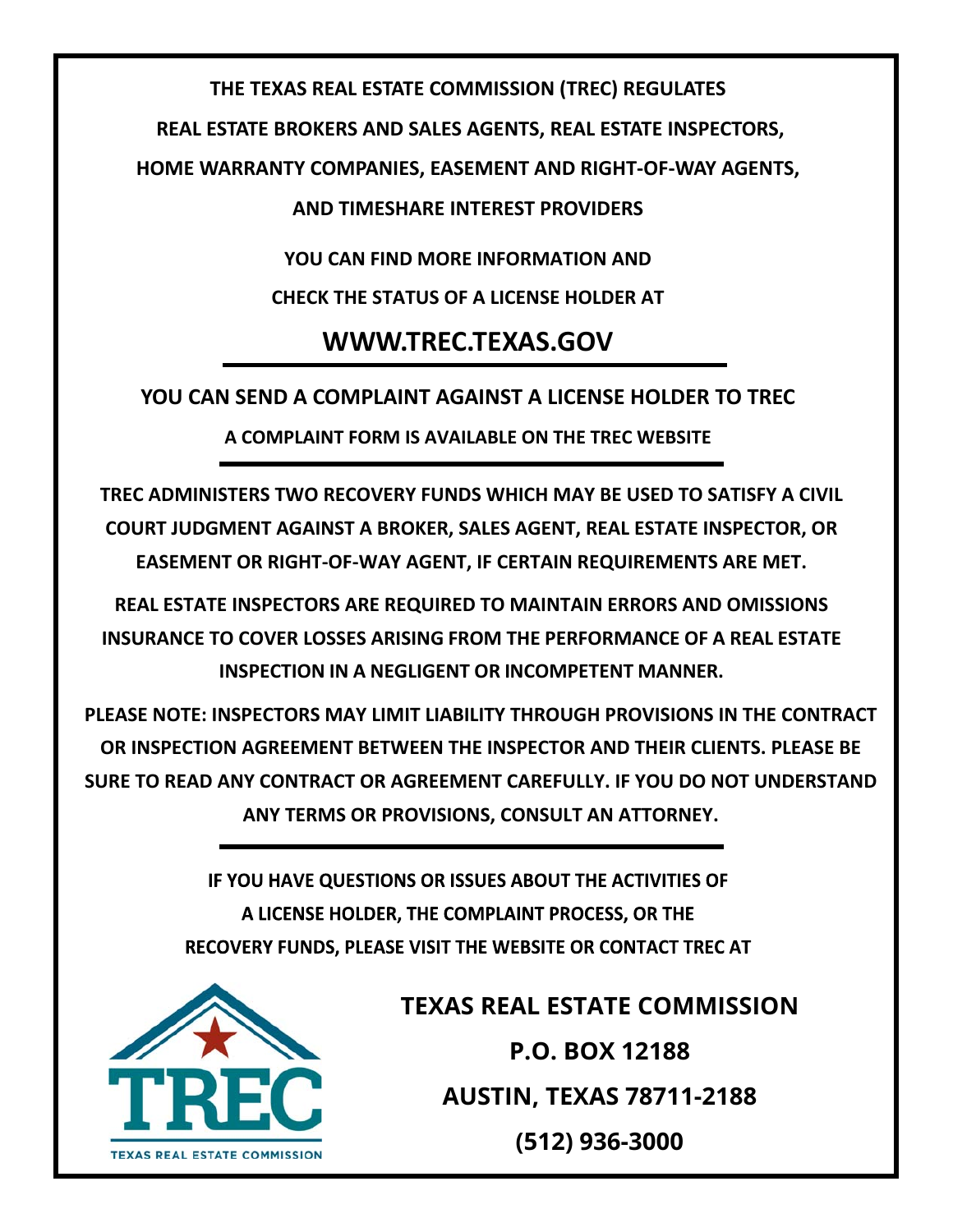**THE TEXAS REAL ESTATE COMMISSION (TREC) REGULATES REAL ESTATE BROKERS AND SALES AGENTS, REAL ESTATE INSPECTORS, HOME WARRANTY COMPANIES, EASEMENT AND RIGHT-OF-WAY AGENTS, AND TIMESHARE INTEREST PROVIDERS**

**YOU CAN FIND MORE INFORMATION AND CHECK THE STATUS OF A LICENSE HOLDER AT**

## WWW.TREC.TEXAS.GOV

---

**YOU CAN SEND A COMPLAINT AGAINST A LICENSE HOLDER TO TREC**

**A COMPLAINT FORM IS AVAILABLE ON THE TREC WEBSITE**

---

**TREC ADMINISTERS TWO RECOVERY FUNDS WHICH MAY BE USED TO SATISFY A CIVIL COURT JUDGMENT AGAINST A BROKER, SALES AGENT, REAL ESTATE INSPECTOR, OR EASEMENT OR RIGHT-OF-WAY AGENT, IF CERTAIN REQUIREMENTS ARE MET.**

**REAL ESTATE INSPECTORS ARE REQUIRED TO MAINTAIN ERRORS AND OMISSIONS INSURANCE TO COVER LOSSES ARISING FROM THE PERFORMANCE OF A REAL ESTATE INSPECTION IN A NEGLIGENT OR INCOMPETENT MANNER.**

**PLEASE NOTE: INSPECTORS MAY LIMIT LIABILITY THROUGH PROVISIONS IN THE CONTRACT OR INSPECTION AGREEMENT BETWEEN THE INSPECTOR AND THEIR CLIENTS. PLEASE BE SURE TO READ ANY CONTRACT OR AGREEMENT CAREFULLY. IF YOU DO NOT UNDERSTAND ANY TERMS OR PROVISIONS, CONSULT AN ATTORNEY.**

---

**IF YOU HAVE QUESTIONS OR ISSUES ABOUT THE ACTIVITIES OF A LICENSE HOLDER, THE COMPLAINT PROCESS, OR THE RECOVERY FUNDS, PLEASE VISIT THE WEBSITE OR CONTACT TREC AT**

TREC
TEXAS REAL ESTATE COMMISSION

**TEXAS REAL ESTATE COMMISSION**

**P.O. BOX 12188**

**AUSTIN, TEXAS 78711-2188**

**(512) 936-3000**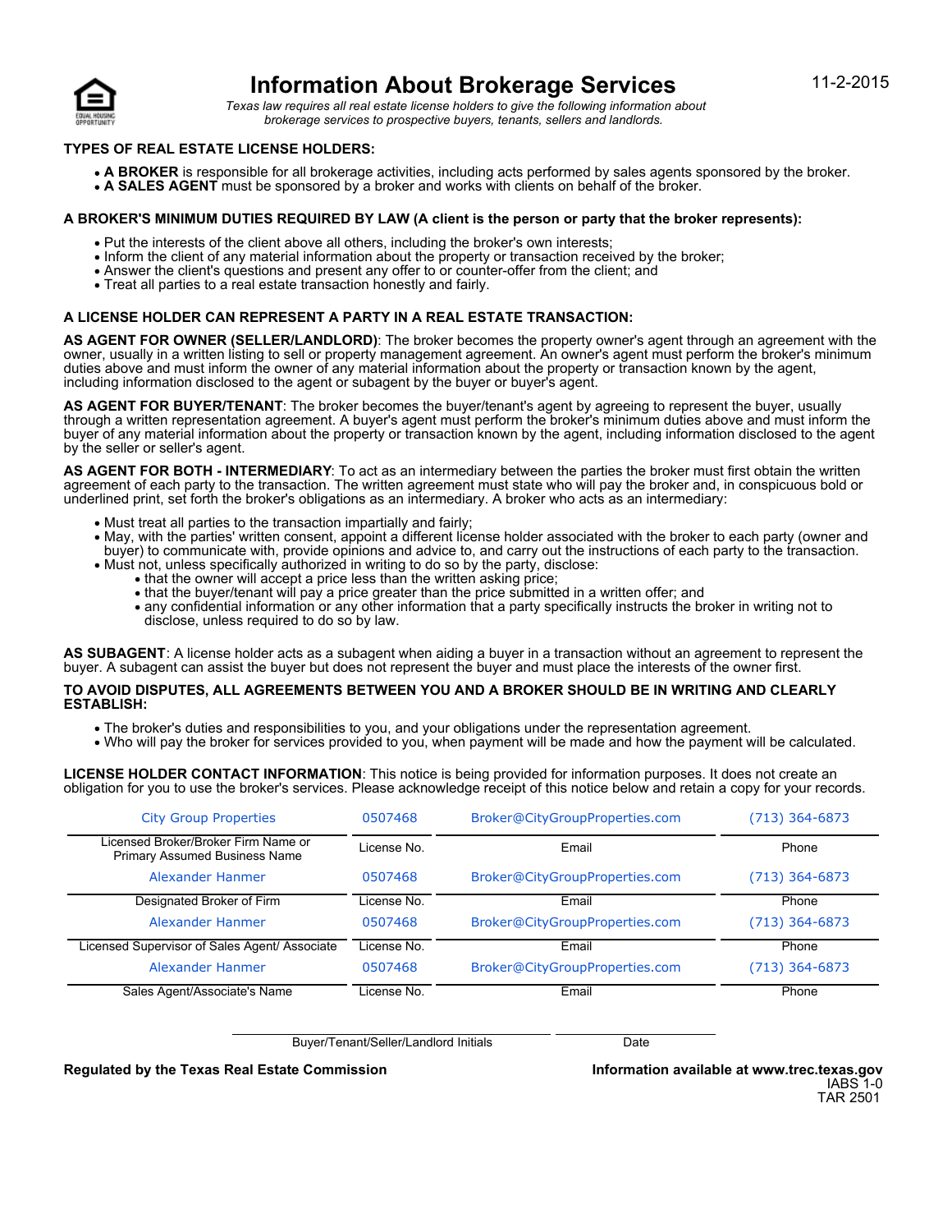# Information About Brokerage Services

11-2-2015

*Texas law requires all real estate license holders to give the following information about brokerage services to prospective buyers, tenants, sellers and landlords.*

**TYPES OF REAL ESTATE LICENSE HOLDERS:**

- **A BROKER** is responsible for all brokerage activities, including acts performed by sales agents sponsored by the broker.
- **A SALES AGENT** must be sponsored by a broker and works with clients on behalf of the broker.

**A BROKER'S MINIMUM DUTIES REQUIRED BY LAW (A client is the person or party that the broker represents):**

- Put the interests of the client above all others, including the broker's own interests;
- Inform the client of any material information about the property or transaction received by the broker;
- Answer the client's questions and present any offer to or counter-offer from the client; and
- Treat all parties to a real estate transaction honestly and fairly.

**A LICENSE HOLDER CAN REPRESENT A PARTY IN A REAL ESTATE TRANSACTION:**

**AS AGENT FOR OWNER (SELLER/LANDLORD)**: The broker becomes the property owner's agent through an agreement with the owner, usually in a written listing to sell or property management agreement. An owner's agent must perform the broker's minimum duties above and must inform the owner of any material information about the property or transaction known by the agent, including information disclosed to the agent or subagent by the buyer or buyer's agent.

**AS AGENT FOR BUYER/TENANT**: The broker becomes the buyer/tenant's agent by agreeing to represent the buyer, usually through a written representation agreement. A buyer's agent must perform the broker's minimum duties above and must inform the buyer of any material information about the property or transaction known by the agent, including information disclosed to the agent by the seller or seller's agent.

**AS AGENT FOR BOTH - INTERMEDIARY**: To act as an intermediary between the parties the broker must first obtain the written agreement of each party to the transaction. The written agreement must state who will pay the broker and, in conspicuous bold or underlined print, set forth the broker's obligations as an intermediary. A broker who acts as an intermediary:

- Must treat all parties to the transaction impartially and fairly;
- May, with the parties' written consent, appoint a different license holder associated with the broker to each party (owner and buyer) to communicate with, provide opinions and advice to, and carry out the instructions of each party to the transaction.
- Must not, unless specifically authorized in writing to do so by the party, disclose:
  - that the owner will accept a price less than the written asking price;
  - that the buyer/tenant will pay a price greater than the price submitted in a written offer; and
  - any confidential information or any other information that a party specifically instructs the broker in writing not to disclose, unless required to do so by law.

**AS SUBAGENT**: A license holder acts as a subagent when aiding a buyer in a transaction without an agreement to represent the buyer. A subagent can assist the buyer but does not represent the buyer and must place the interests of the owner first.

**TO AVOID DISPUTES, ALL AGREEMENTS BETWEEN YOU AND A BROKER SHOULD BE IN WRITING AND CLEARLY ESTABLISH:**

- The broker's duties and responsibilities to you, and your obligations under the representation agreement.
- Who will pay the broker for services provided to you, when payment will be made and how the payment will be calculated.

**LICENSE HOLDER CONTACT INFORMATION**: This notice is being provided for information purposes. It does not create an obligation for you to use the broker's services. Please acknowledge receipt of this notice below and retain a copy for your records.

| | | | |
|---|---|---|---|
| City Group Properties | 0507468 | Broker@CityGroupProperties.com | (713) 364-6873 |
| Licensed Broker/Broker Firm Name or Primary Assumed Business Name | License No. | Email | Phone |
| Alexander Hanmer | 0507468 | Broker@CityGroupProperties.com | (713) 364-6873 |
| Designated Broker of Firm | License No. | Email | Phone |
| Alexander Hanmer | 0507468 | Broker@CityGroupProperties.com | (713) 364-6873 |
| Licensed Supervisor of Sales Agent/ Associate | License No. | Email | Phone |
| Alexander Hanmer | 0507468 | Broker@CityGroupProperties.com | (713) 364-6873 |
| Sales Agent/Associate's Name | License No. | Email | Phone |

Buyer/Tenant/Seller/Landlord Initials ____________ Date ____________

**Regulated by the Texas Real Estate Commission**

**Information available at www.trec.texas.gov**

IABS 1-0

TAR 2501